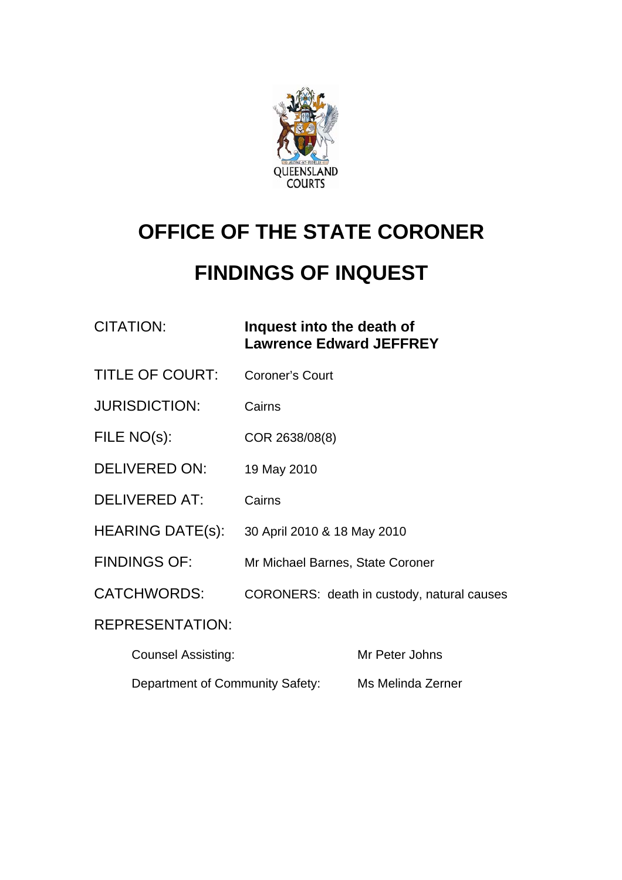QUEENSLAND COURTS

# OFFICE OF THE STATE CORONER

# FINDINGS OF INQUEST

| | |
|---|---|
| CITATION: | **Inquest into the death of Lawrence Edward JEFFREY** |
| TITLE OF COURT: | Coroner's Court |
| JURISDICTION: | Cairns |
| FILE NO(s): | COR 2638/08(8) |
| DELIVERED ON: | 19 May 2010 |
| DELIVERED AT: | Cairns |
| HEARING DATE(s): | 30 April 2010 & 18 May 2010 |
| FINDINGS OF: | Mr Michael Barnes, State Coroner |
| CATCHWORDS: | CORONERS: death in custody, natural causes |

REPRESENTATION:

| | |
|---|---|
| Counsel Assisting: | Mr Peter Johns |
| Department of Community Safety: | Ms Melinda Zerner |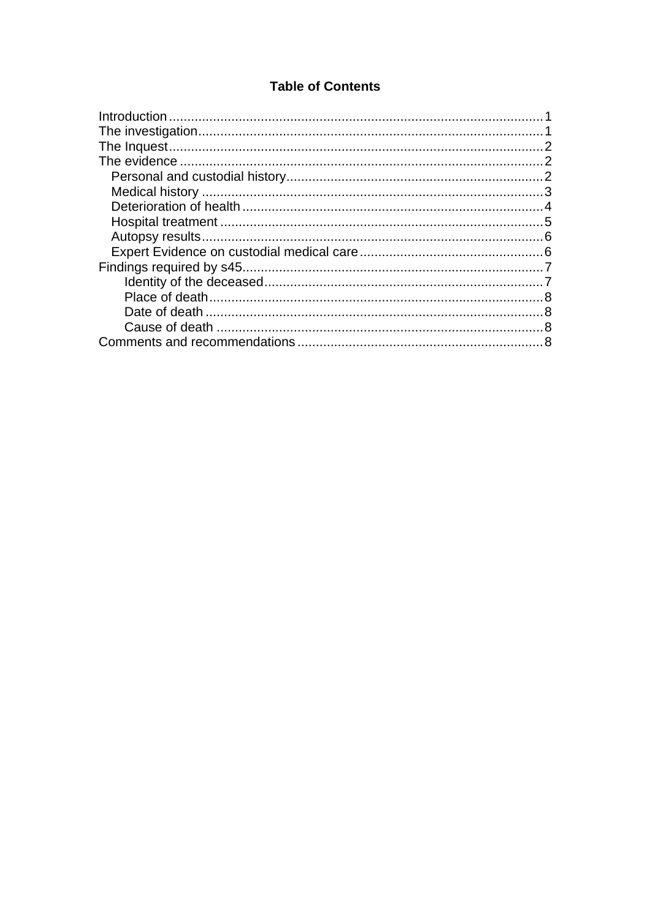**Table of Contents**

- Introduction ........ 1
- The investigation ........ 1
- The Inquest ........ 2
- The evidence ........ 2
  - Personal and custodial history ........ 2
  - Medical history ........ 3
  - Deterioration of health ........ 4
  - Hospital treatment ........ 5
  - Autopsy results ........ 6
  - Expert Evidence on custodial medical care ........ 6
- Findings required by s45 ........ 7
  - Identity of the deceased ........ 7
  - Place of death ........ 8
  - Date of death ........ 8
  - Cause of death ........ 8
- Comments and recommendations ........ 8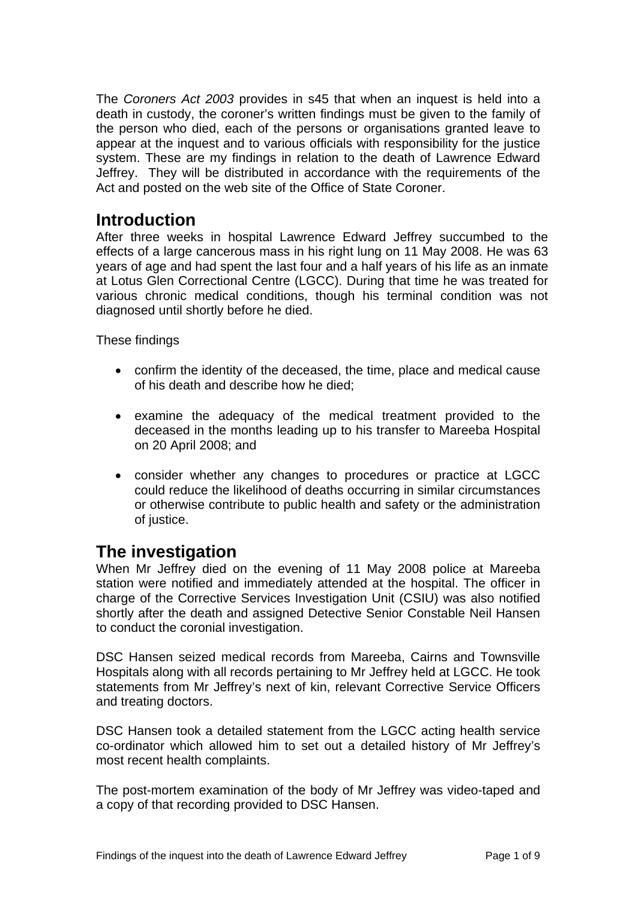The *Coroners Act 2003* provides in s45 that when an inquest is held into a death in custody, the coroner's written findings must be given to the family of the person who died, each of the persons or organisations granted leave to appear at the inquest and to various officials with responsibility for the justice system. These are my findings in relation to the death of Lawrence Edward Jeffrey. They will be distributed in accordance with the requirements of the Act and posted on the web site of the Office of State Coroner.

## Introduction

After three weeks in hospital Lawrence Edward Jeffrey succumbed to the effects of a large cancerous mass in his right lung on 11 May 2008. He was 63 years of age and had spent the last four and a half years of his life as an inmate at Lotus Glen Correctional Centre (LGCC). During that time he was treated for various chronic medical conditions, though his terminal condition was not diagnosed until shortly before he died.

These findings

- confirm the identity of the deceased, the time, place and medical cause of his death and describe how he died;
- examine the adequacy of the medical treatment provided to the deceased in the months leading up to his transfer to Mareeba Hospital on 20 April 2008; and
- consider whether any changes to procedures or practice at LGCC could reduce the likelihood of deaths occurring in similar circumstances or otherwise contribute to public health and safety or the administration of justice.

## The investigation

When Mr Jeffrey died on the evening of 11 May 2008 police at Mareeba station were notified and immediately attended at the hospital. The officer in charge of the Corrective Services Investigation Unit (CSIU) was also notified shortly after the death and assigned Detective Senior Constable Neil Hansen to conduct the coronial investigation.

DSC Hansen seized medical records from Mareeba, Cairns and Townsville Hospitals along with all records pertaining to Mr Jeffrey held at LGCC. He took statements from Mr Jeffrey's next of kin, relevant Corrective Service Officers and treating doctors.

DSC Hansen took a detailed statement from the LGCC acting health service co-ordinator which allowed him to set out a detailed history of Mr Jeffrey's most recent health complaints.

The post-mortem examination of the body of Mr Jeffrey was video-taped and a copy of that recording provided to DSC Hansen.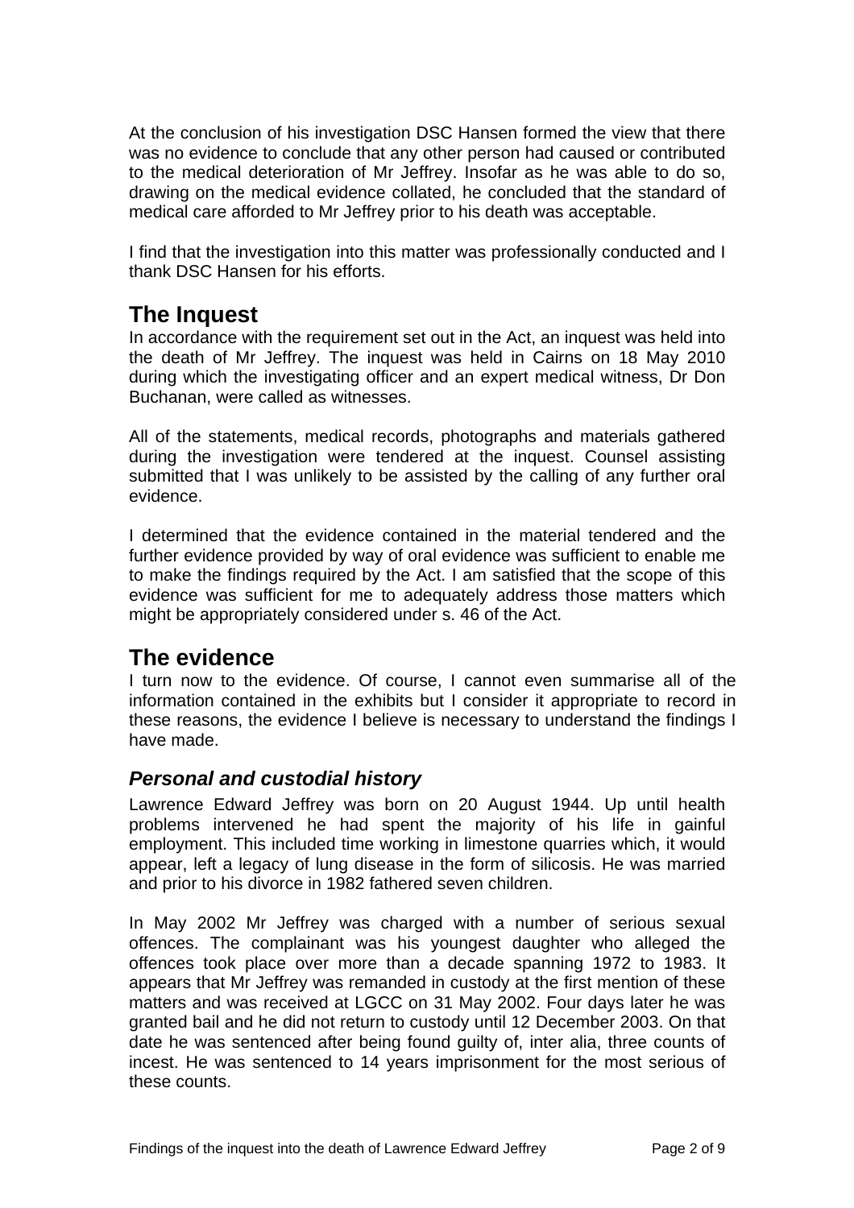At the conclusion of his investigation DSC Hansen formed the view that there was no evidence to conclude that any other person had caused or contributed to the medical deterioration of Mr Jeffrey. Insofar as he was able to do so, drawing on the medical evidence collated, he concluded that the standard of medical care afforded to Mr Jeffrey prior to his death was acceptable.

I find that the investigation into this matter was professionally conducted and I thank DSC Hansen for his efforts.

## The Inquest

In accordance with the requirement set out in the Act, an inquest was held into the death of Mr Jeffrey. The inquest was held in Cairns on 18 May 2010 during which the investigating officer and an expert medical witness, Dr Don Buchanan, were called as witnesses.

All of the statements, medical records, photographs and materials gathered during the investigation were tendered at the inquest. Counsel assisting submitted that I was unlikely to be assisted by the calling of any further oral evidence.

I determined that the evidence contained in the material tendered and the further evidence provided by way of oral evidence was sufficient to enable me to make the findings required by the Act. I am satisfied that the scope of this evidence was sufficient for me to adequately address those matters which might be appropriately considered under s. 46 of the Act.

## The evidence

I turn now to the evidence. Of course, I cannot even summarise all of the information contained in the exhibits but I consider it appropriate to record in these reasons, the evidence I believe is necessary to understand the findings I have made.

### *Personal and custodial history*

Lawrence Edward Jeffrey was born on 20 August 1944. Up until health problems intervened he had spent the majority of his life in gainful employment. This included time working in limestone quarries which, it would appear, left a legacy of lung disease in the form of silicosis. He was married and prior to his divorce in 1982 fathered seven children.

In May 2002 Mr Jeffrey was charged with a number of serious sexual offences. The complainant was his youngest daughter who alleged the offences took place over more than a decade spanning 1972 to 1983. It appears that Mr Jeffrey was remanded in custody at the first mention of these matters and was received at LGCC on 31 May 2002. Four days later he was granted bail and he did not return to custody until 12 December 2003. On that date he was sentenced after being found guilty of, inter alia, three counts of incest. He was sentenced to 14 years imprisonment for the most serious of these counts.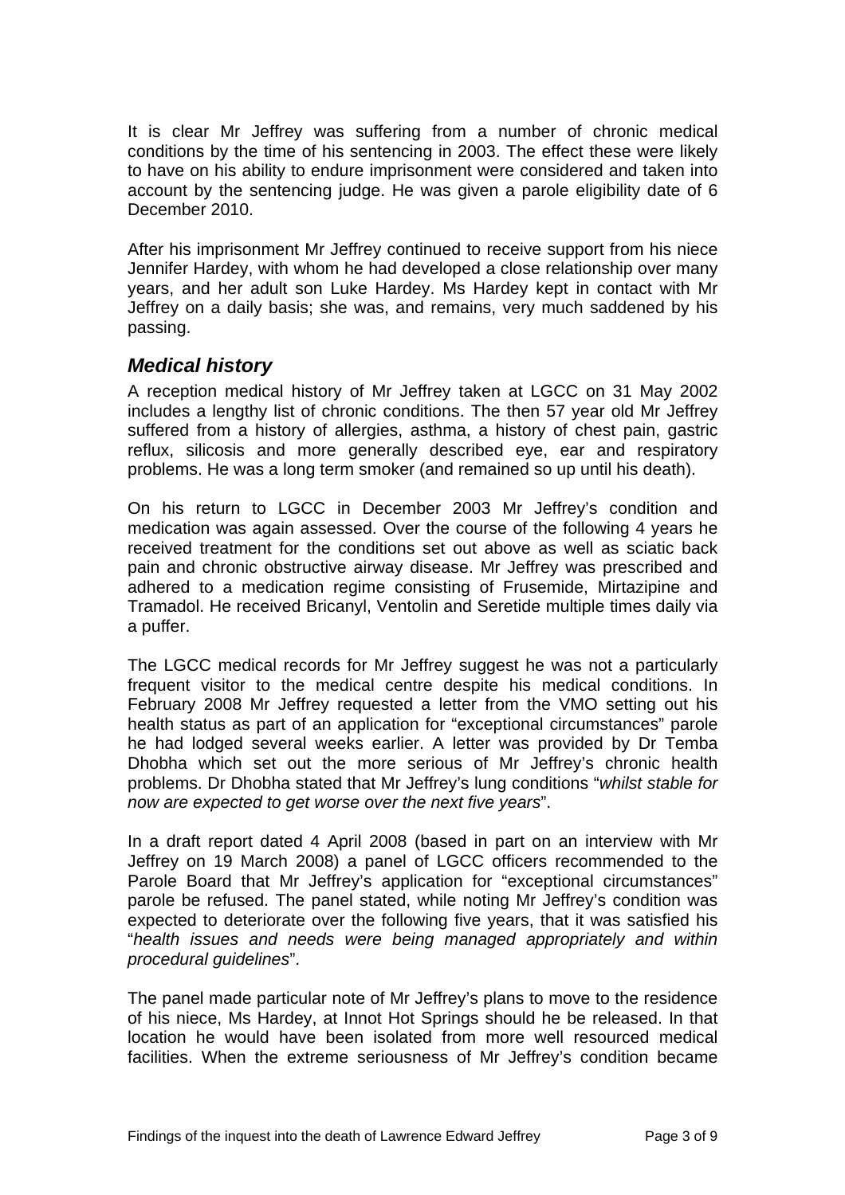It is clear Mr Jeffrey was suffering from a number of chronic medical conditions by the time of his sentencing in 2003. The effect these were likely to have on his ability to endure imprisonment were considered and taken into account by the sentencing judge. He was given a parole eligibility date of 6 December 2010.

After his imprisonment Mr Jeffrey continued to receive support from his niece Jennifer Hardey, with whom he had developed a close relationship over many years, and her adult son Luke Hardey. Ms Hardey kept in contact with Mr Jeffrey on a daily basis; she was, and remains, very much saddened by his passing.

## *Medical history*

A reception medical history of Mr Jeffrey taken at LGCC on 31 May 2002 includes a lengthy list of chronic conditions. The then 57 year old Mr Jeffrey suffered from a history of allergies, asthma, a history of chest pain, gastric reflux, silicosis and more generally described eye, ear and respiratory problems. He was a long term smoker (and remained so up until his death).

On his return to LGCC in December 2003 Mr Jeffrey's condition and medication was again assessed. Over the course of the following 4 years he received treatment for the conditions set out above as well as sciatic back pain and chronic obstructive airway disease. Mr Jeffrey was prescribed and adhered to a medication regime consisting of Frusemide, Mirtazipine and Tramadol. He received Bricanyl, Ventolin and Seretide multiple times daily via a puffer.

The LGCC medical records for Mr Jeffrey suggest he was not a particularly frequent visitor to the medical centre despite his medical conditions. In February 2008 Mr Jeffrey requested a letter from the VMO setting out his health status as part of an application for "exceptional circumstances" parole he had lodged several weeks earlier. A letter was provided by Dr Temba Dhobha which set out the more serious of Mr Jeffrey's chronic health problems. Dr Dhobha stated that Mr Jeffrey's lung conditions "*whilst stable for now are expected to get worse over the next five years*".

In a draft report dated 4 April 2008 (based in part on an interview with Mr Jeffrey on 19 March 2008) a panel of LGCC officers recommended to the Parole Board that Mr Jeffrey's application for "exceptional circumstances" parole be refused. The panel stated, while noting Mr Jeffrey's condition was expected to deteriorate over the following five years, that it was satisfied his "*health issues and needs were being managed appropriately and within procedural guidelines*".

The panel made particular note of Mr Jeffrey's plans to move to the residence of his niece, Ms Hardey, at Innot Hot Springs should he be released. In that location he would have been isolated from more well resourced medical facilities. When the extreme seriousness of Mr Jeffrey's condition became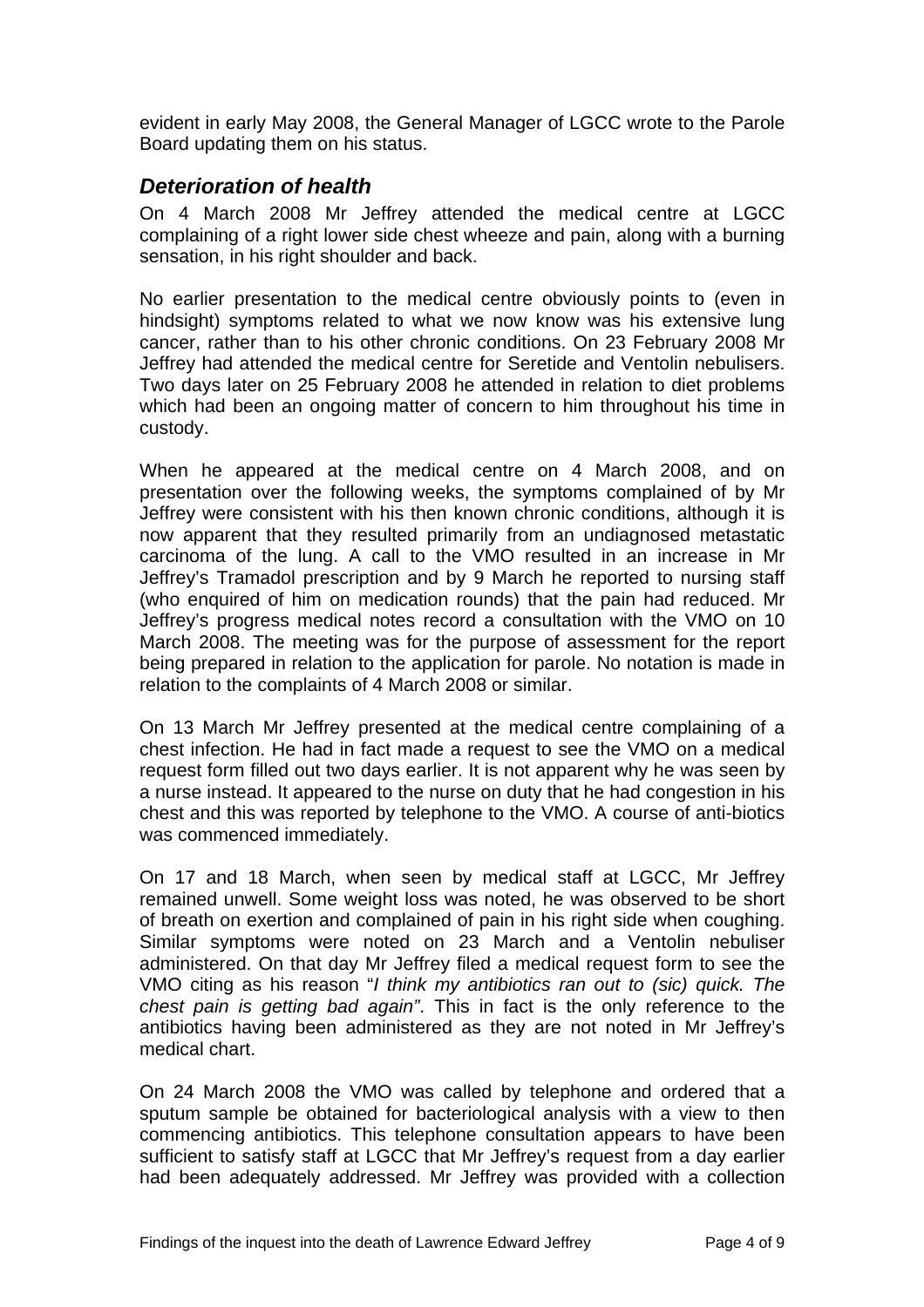evident in early May 2008, the General Manager of LGCC wrote to the Parole Board updating them on his status.

### *Deterioration of health*

On 4 March 2008 Mr Jeffrey attended the medical centre at LGCC complaining of a right lower side chest wheeze and pain, along with a burning sensation, in his right shoulder and back.

No earlier presentation to the medical centre obviously points to (even in hindsight) symptoms related to what we now know was his extensive lung cancer, rather than to his other chronic conditions. On 23 February 2008 Mr Jeffrey had attended the medical centre for Seretide and Ventolin nebulisers. Two days later on 25 February 2008 he attended in relation to diet problems which had been an ongoing matter of concern to him throughout his time in custody.

When he appeared at the medical centre on 4 March 2008, and on presentation over the following weeks, the symptoms complained of by Mr Jeffrey were consistent with his then known chronic conditions, although it is now apparent that they resulted primarily from an undiagnosed metastatic carcinoma of the lung. A call to the VMO resulted in an increase in Mr Jeffrey's Tramadol prescription and by 9 March he reported to nursing staff (who enquired of him on medication rounds) that the pain had reduced. Mr Jeffrey's progress medical notes record a consultation with the VMO on 10 March 2008. The meeting was for the purpose of assessment for the report being prepared in relation to the application for parole. No notation is made in relation to the complaints of 4 March 2008 or similar.

On 13 March Mr Jeffrey presented at the medical centre complaining of a chest infection. He had in fact made a request to see the VMO on a medical request form filled out two days earlier. It is not apparent why he was seen by a nurse instead. It appeared to the nurse on duty that he had congestion in his chest and this was reported by telephone to the VMO. A course of anti-biotics was commenced immediately.

On 17 and 18 March, when seen by medical staff at LGCC, Mr Jeffrey remained unwell. Some weight loss was noted, he was observed to be short of breath on exertion and complained of pain in his right side when coughing. Similar symptoms were noted on 23 March and a Ventolin nebuliser administered. On that day Mr Jeffrey filed a medical request form to see the VMO citing as his reason "*I think my antibiotics ran out to (sic) quick. The chest pain is getting bad again"*. This in fact is the only reference to the antibiotics having been administered as they are not noted in Mr Jeffrey's medical chart.

On 24 March 2008 the VMO was called by telephone and ordered that a sputum sample be obtained for bacteriological analysis with a view to then commencing antibiotics. This telephone consultation appears to have been sufficient to satisfy staff at LGCC that Mr Jeffrey's request from a day earlier had been adequately addressed. Mr Jeffrey was provided with a collection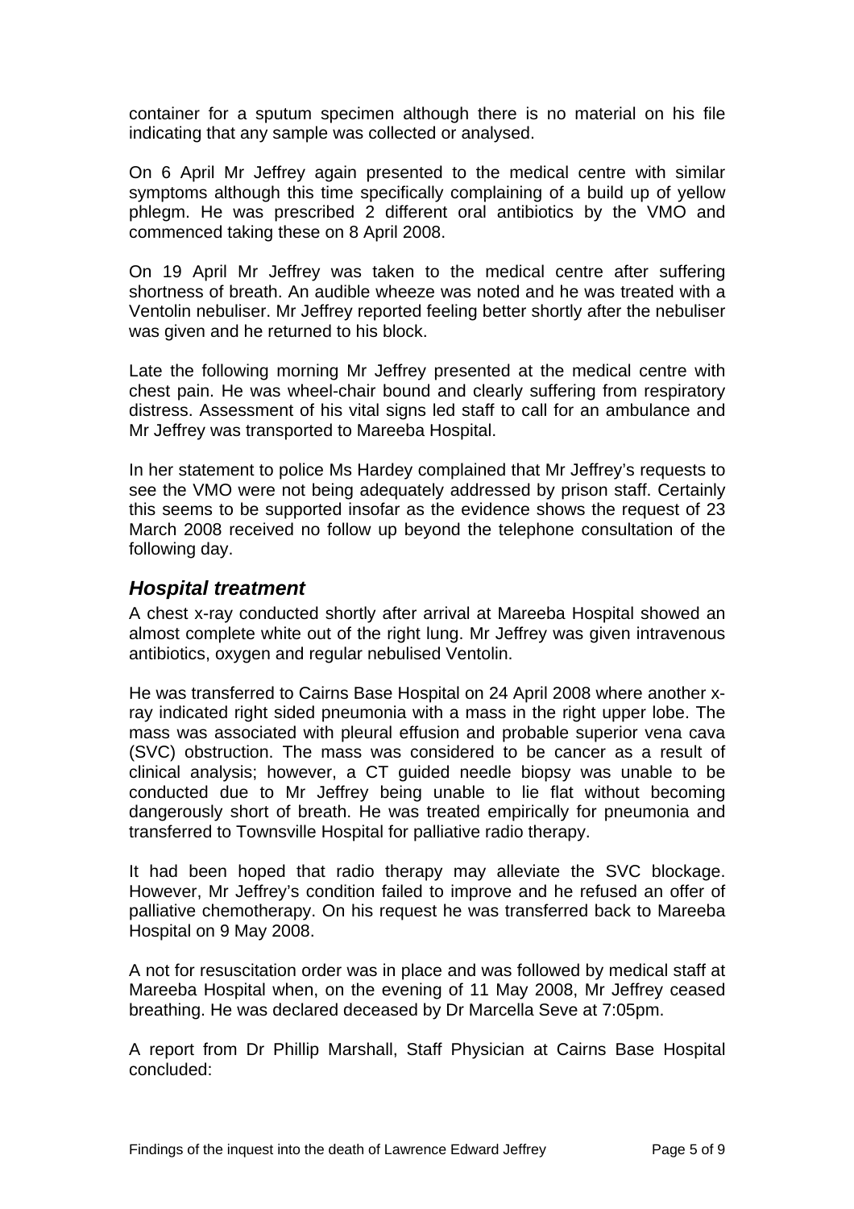container for a sputum specimen although there is no material on his file indicating that any sample was collected or analysed.

On 6 April Mr Jeffrey again presented to the medical centre with similar symptoms although this time specifically complaining of a build up of yellow phlegm. He was prescribed 2 different oral antibiotics by the VMO and commenced taking these on 8 April 2008.

On 19 April Mr Jeffrey was taken to the medical centre after suffering shortness of breath. An audible wheeze was noted and he was treated with a Ventolin nebuliser. Mr Jeffrey reported feeling better shortly after the nebuliser was given and he returned to his block.

Late the following morning Mr Jeffrey presented at the medical centre with chest pain. He was wheel-chair bound and clearly suffering from respiratory distress. Assessment of his vital signs led staff to call for an ambulance and Mr Jeffrey was transported to Mareeba Hospital.

In her statement to police Ms Hardey complained that Mr Jeffrey's requests to see the VMO were not being adequately addressed by prison staff. Certainly this seems to be supported insofar as the evidence shows the request of 23 March 2008 received no follow up beyond the telephone consultation of the following day.

## *Hospital treatment*

A chest x-ray conducted shortly after arrival at Mareeba Hospital showed an almost complete white out of the right lung. Mr Jeffrey was given intravenous antibiotics, oxygen and regular nebulised Ventolin.

He was transferred to Cairns Base Hospital on 24 April 2008 where another x-ray indicated right sided pneumonia with a mass in the right upper lobe. The mass was associated with pleural effusion and probable superior vena cava (SVC) obstruction. The mass was considered to be cancer as a result of clinical analysis; however, a CT guided needle biopsy was unable to be conducted due to Mr Jeffrey being unable to lie flat without becoming dangerously short of breath. He was treated empirically for pneumonia and transferred to Townsville Hospital for palliative radio therapy.

It had been hoped that radio therapy may alleviate the SVC blockage. However, Mr Jeffrey's condition failed to improve and he refused an offer of palliative chemotherapy. On his request he was transferred back to Mareeba Hospital on 9 May 2008.

A not for resuscitation order was in place and was followed by medical staff at Mareeba Hospital when, on the evening of 11 May 2008, Mr Jeffrey ceased breathing. He was declared deceased by Dr Marcella Seve at 7:05pm.

A report from Dr Phillip Marshall, Staff Physician at Cairns Base Hospital concluded: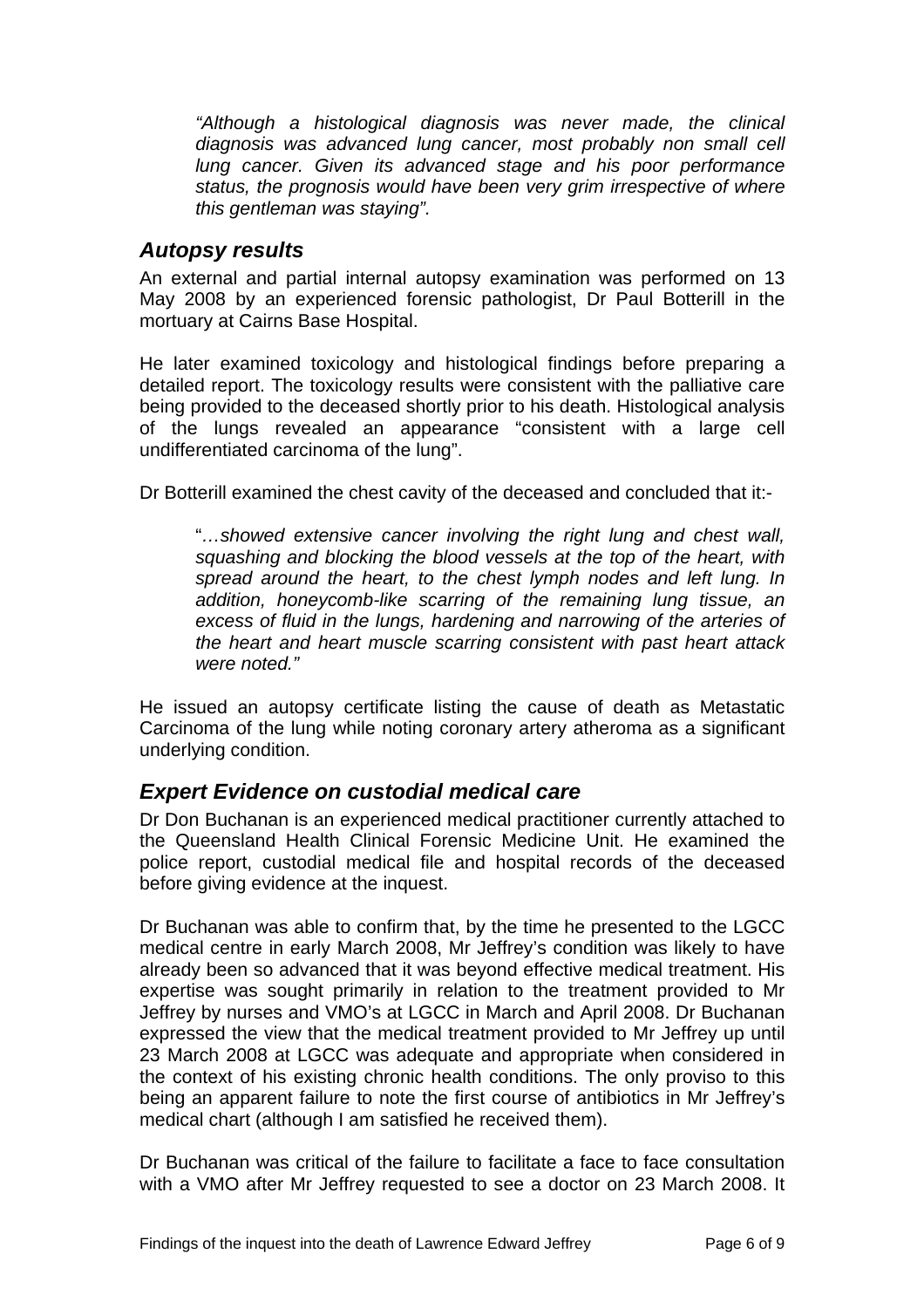> *"Although a histological diagnosis was never made, the clinical diagnosis was advanced lung cancer, most probably non small cell lung cancer. Given its advanced stage and his poor performance status, the prognosis would have been very grim irrespective of where this gentleman was staying".*

## Autopsy results

An external and partial internal autopsy examination was performed on 13 May 2008 by an experienced forensic pathologist, Dr Paul Botterill in the mortuary at Cairns Base Hospital.

He later examined toxicology and histological findings before preparing a detailed report. The toxicology results were consistent with the palliative care being provided to the deceased shortly prior to his death. Histological analysis of the lungs revealed an appearance "consistent with a large cell undifferentiated carcinoma of the lung".

Dr Botterill examined the chest cavity of the deceased and concluded that it:-

> "*…showed extensive cancer involving the right lung and chest wall, squashing and blocking the blood vessels at the top of the heart, with spread around the heart, to the chest lymph nodes and left lung. In addition, honeycomb-like scarring of the remaining lung tissue, an excess of fluid in the lungs, hardening and narrowing of the arteries of the heart and heart muscle scarring consistent with past heart attack were noted."*

He issued an autopsy certificate listing the cause of death as Metastatic Carcinoma of the lung while noting coronary artery atheroma as a significant underlying condition.

## Expert Evidence on custodial medical care

Dr Don Buchanan is an experienced medical practitioner currently attached to the Queensland Health Clinical Forensic Medicine Unit. He examined the police report, custodial medical file and hospital records of the deceased before giving evidence at the inquest.

Dr Buchanan was able to confirm that, by the time he presented to the LGCC medical centre in early March 2008, Mr Jeffrey's condition was likely to have already been so advanced that it was beyond effective medical treatment. His expertise was sought primarily in relation to the treatment provided to Mr Jeffrey by nurses and VMO's at LGCC in March and April 2008. Dr Buchanan expressed the view that the medical treatment provided to Mr Jeffrey up until 23 March 2008 at LGCC was adequate and appropriate when considered in the context of his existing chronic health conditions. The only proviso to this being an apparent failure to note the first course of antibiotics in Mr Jeffrey's medical chart (although I am satisfied he received them).

Dr Buchanan was critical of the failure to facilitate a face to face consultation with a VMO after Mr Jeffrey requested to see a doctor on 23 March 2008. It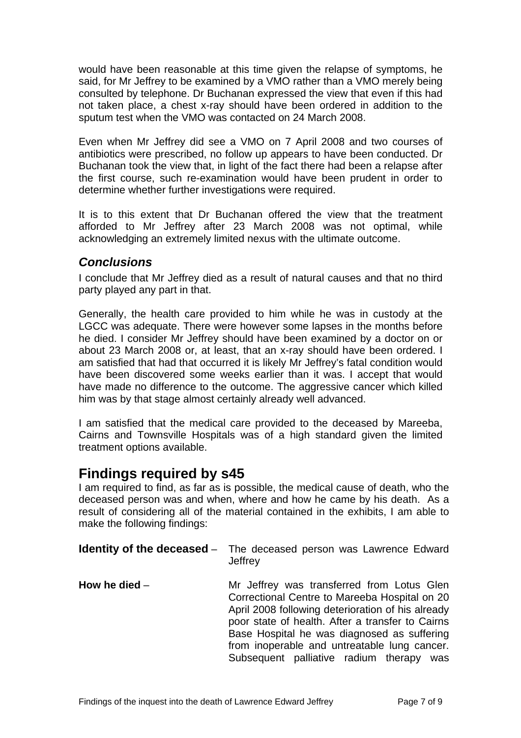would have been reasonable at this time given the relapse of symptoms, he said, for Mr Jeffrey to be examined by a VMO rather than a VMO merely being consulted by telephone. Dr Buchanan expressed the view that even if this had not taken place, a chest x-ray should have been ordered in addition to the sputum test when the VMO was contacted on 24 March 2008.

Even when Mr Jeffrey did see a VMO on 7 April 2008 and two courses of antibiotics were prescribed, no follow up appears to have been conducted. Dr Buchanan took the view that, in light of the fact there had been a relapse after the first course, such re-examination would have been prudent in order to determine whether further investigations were required.

It is to this extent that Dr Buchanan offered the view that the treatment afforded to Mr Jeffrey after 23 March 2008 was not optimal, while acknowledging an extremely limited nexus with the ultimate outcome.

### *Conclusions*

I conclude that Mr Jeffrey died as a result of natural causes and that no third party played any part in that.

Generally, the health care provided to him while he was in custody at the LGCC was adequate. There were however some lapses in the months before he died. I consider Mr Jeffrey should have been examined by a doctor on or about 23 March 2008 or, at least, that an x-ray should have been ordered. I am satisfied that had that occurred it is likely Mr Jeffrey's fatal condition would have been discovered some weeks earlier than it was. I accept that would have made no difference to the outcome. The aggressive cancer which killed him was by that stage almost certainly already well advanced.

I am satisfied that the medical care provided to the deceased by Mareeba, Cairns and Townsville Hospitals was of a high standard given the limited treatment options available.

## Findings required by s45

I am required to find, as far as is possible, the medical cause of death, who the deceased person was and when, where and how he came by his death. As a result of considering all of the material contained in the exhibits, I am able to make the following findings:

**Identity of the deceased** – The deceased person was Lawrence Edward Jeffrey

**How he died** – Mr Jeffrey was transferred from Lotus Glen Correctional Centre to Mareeba Hospital on 20 April 2008 following deterioration of his already poor state of health. After a transfer to Cairns Base Hospital he was diagnosed as suffering from inoperable and untreatable lung cancer. Subsequent palliative radium therapy was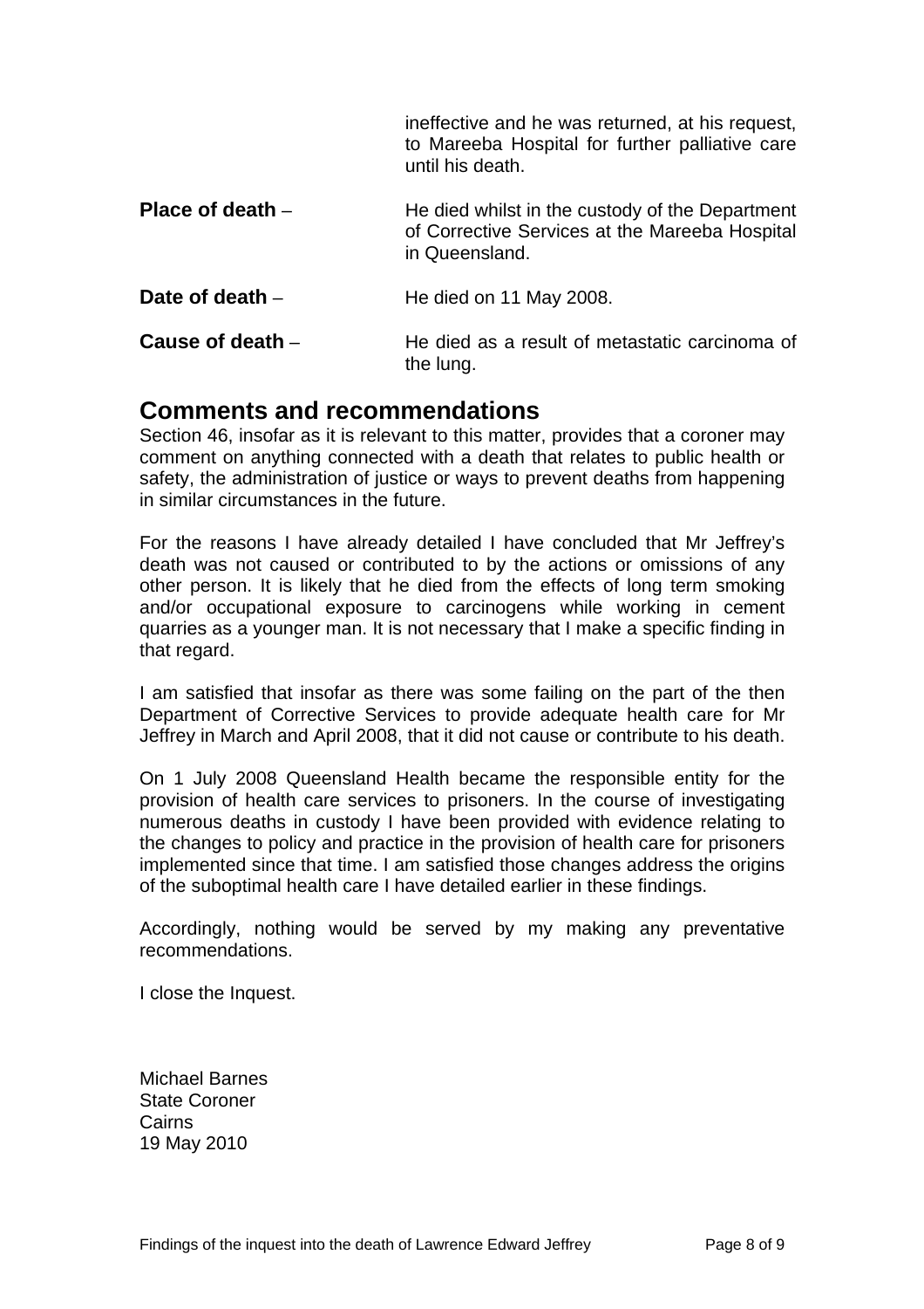ineffective and he was returned, at his request, to Mareeba Hospital for further palliative care until his death.

**Place of death** – He died whilst in the custody of the Department of Corrective Services at the Mareeba Hospital in Queensland.

**Date of death** – He died on 11 May 2008.

**Cause of death** – He died as a result of metastatic carcinoma of the lung.

## Comments and recommendations

Section 46, insofar as it is relevant to this matter, provides that a coroner may comment on anything connected with a death that relates to public health or safety, the administration of justice or ways to prevent deaths from happening in similar circumstances in the future.

For the reasons I have already detailed I have concluded that Mr Jeffrey's death was not caused or contributed to by the actions or omissions of any other person. It is likely that he died from the effects of long term smoking and/or occupational exposure to carcinogens while working in cement quarries as a younger man. It is not necessary that I make a specific finding in that regard.

I am satisfied that insofar as there was some failing on the part of the then Department of Corrective Services to provide adequate health care for Mr Jeffrey in March and April 2008, that it did not cause or contribute to his death.

On 1 July 2008 Queensland Health became the responsible entity for the provision of health care services to prisoners. In the course of investigating numerous deaths in custody I have been provided with evidence relating to the changes to policy and practice in the provision of health care for prisoners implemented since that time. I am satisfied those changes address the origins of the suboptimal health care I have detailed earlier in these findings.

Accordingly, nothing would be served by my making any preventative recommendations.

I close the Inquest.

Michael Barnes
State Coroner
Cairns
19 May 2010